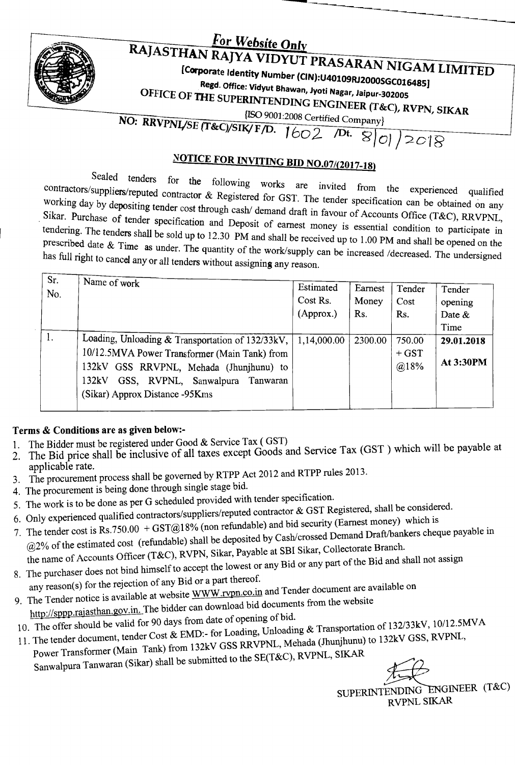*For Website Only*

# RAJASTHAN RAJYA VIDYUT PRASARAN NIGAM LIMITED

[Corporate Identity Number (CIN):U40109RJ2000SGC016485]

Regd. Office: Vidyut Bhawan, Jyoti Nagar, Jaipur-302005

OFFICE OF THE SUPERINTENDING ENGINEER (T&C), RVPN, SIKAR

{ISO 9001:2008 Certified Company}

NO: RRVPNL/SE (T&C)/SIK/ F/D. 1602 /Dt. 8/01/2018

## NOTICE FOR INVITING BID NO.07/(2017-18)

Sealed tenders for the following works are invited from the experienced qualified contractors/suppliers/reputed contractor & Registered for GST. The tender specification can be obtained on any working day by depositing tender cost through cash/ demand draft in favour of Accounts Office (T&C), RRVPNL, Sikar. Purchase of tender specification and Deposit of earnest money is essential condition to participate in tendering. The tenders shall be sold up to 12.30 PM and shall be received up to 1.00 PM and shall be opened on the prescribed date & Time as under. The quantity of the work/supply can be increased /decreased. The undersigned has full right to cancel any or all tenders without assigning any reason.

| Sr. No. | Name of work | Estimated Cost Rs. (Approx.) | Earnest Money Rs. | Tender Cost Rs. | Tender opening Date & Time |
|---|---|---|---|---|---|
| 1. | Loading, Unloading & Transportation of 132/33kV, 10/12.5MVA Power Transformer (Main Tank) from 132kV GSS RRVPNL, Mehada (Jhunjhunu) to 132kV GSS, RVPNL, Sanwalpura Tanwaran (Sikar) Approx Distance -95Kms | 1,14,000.00 | 2300.00 | 750.00 + GST @18% | **29.01.2018** **At 3:30PM** |

**Terms & Conditions are as given below:-**

1. The Bidder must be registered under Good & Service Tax ( GST)
2. The Bid price shall be inclusive of all taxes except Goods and Service Tax (GST ) which will be payable at applicable rate.
3. The procurement process shall be governed by RTPP Act 2012 and RTPP rules 2013.
4. The procurement is being done through single stage bid.
5. The work is to be done as per G scheduled provided with tender specification.
6. Only experienced qualified contractors/suppliers/reputed contractor & GST Registered, shall be considered.
7. The tender cost is Rs.750.00 + GST@18% (non refundable) and bid security (Earnest money) which is @2% of the estimated cost (refundable) shall be deposited by Cash/crossed Demand Draft/bankers cheque payable in the name of Accounts Officer (T&C), RVPN, Sikar, Payable at SBI Sikar, Collectorate Branch.
8. The purchaser does not bind himself to accept the lowest or any Bid or any part of the Bid and shall not assign any reason(s) for the rejection of any Bid or a part thereof.
9. The Tender notice is available at website WWW.rvpn.co.in and Tender document are available on http://sppp.rajasthan.gov.in. The bidder can download bid documents from the website
10. The offer should be valid for 90 days from date of opening of bid.
11. The tender document, tender Cost & EMD:- for Loading, Unloading & Transportation of 132/33kV, 10/12.5MVA Power Transformer (Main Tank) from 132kV GSS RRVPNL, Mehada (Jhunjhunu) to 132kV GSS, RVPNL, Sanwalpura Tanwaran (Sikar) shall be submitted to the SE(T&C), RVPNL, SIKAR

SUPERINTENDING ENGINEER (T&C)
RVPNL SIKAR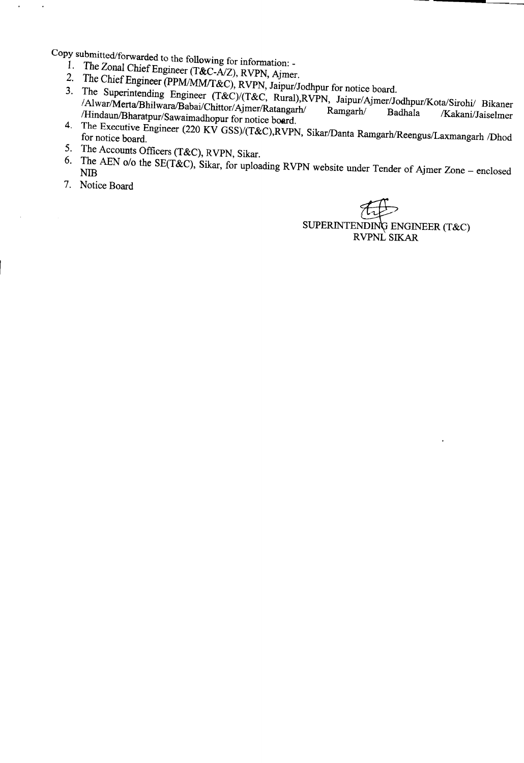Copy submitted/forwarded to the following for information: -

1. The Zonal Chief Engineer (T&C-A/Z), RVPN, Ajmer.
2. The Chief Engineer (PPM/MM/T&C), RVPN, Jaipur/Jodhpur for notice board.
3. The Superintending Engineer (T&C)/(T&C, Rural),RVPN, Jaipur/Ajmer/Jodhpur/Kota/Sirohi/ Bikaner /Alwar/Merta/Bhilwara/Babai/Chittor/Ajmer/Ratangarh/ Ramgarh/ Badhala /Kakani/Jaiselmer /Hindaun/Bharatpur/Sawaimadhopur for notice board.
4. The Executive Engineer (220 KV GSS)/(T&C),RVPN, Sikar/Danta Ramgarh/Reengus/Laxmangarh /Dhod for notice board.
5. The Accounts Officers (T&C), RVPN, Sikar.
6. The AEN o/o the SE(T&C), Sikar, for uploading RVPN website under Tender of Ajmer Zone – enclosed NIB
7. Notice Board

SUPERINTENDING ENGINEER (T&C)
RVPNL SIKAR